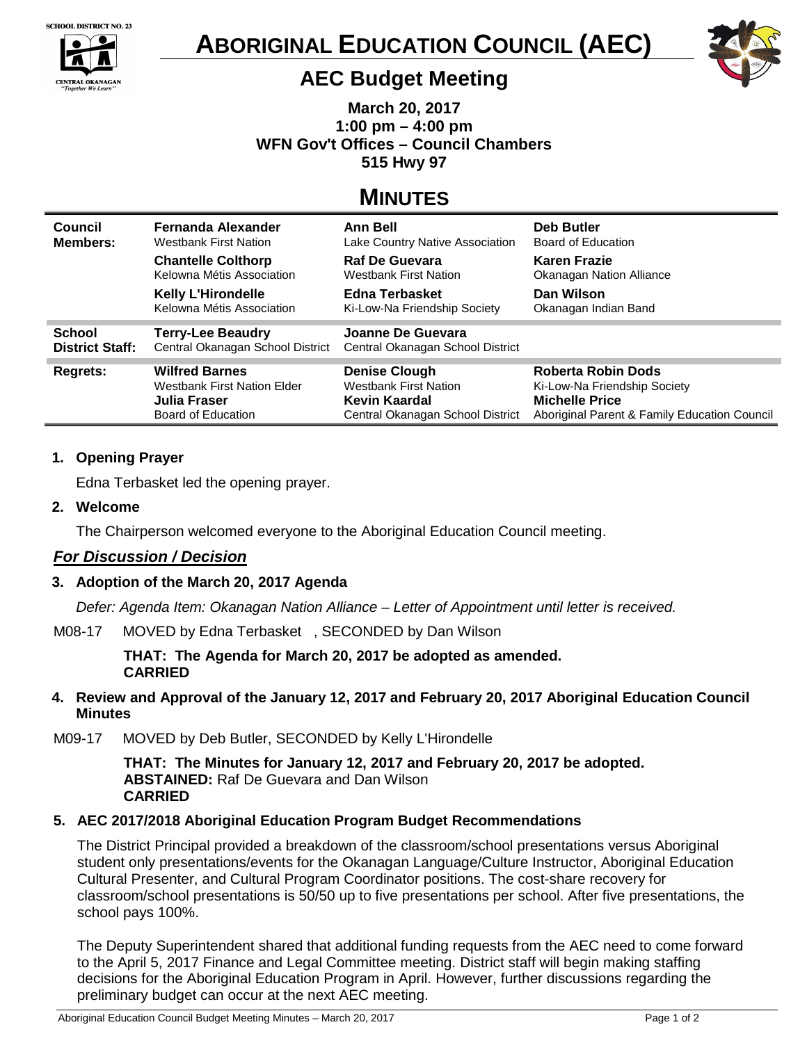SCHOOL DISTRICT NO. 23

CENTRAL OKANAGAN "Together We Learn"

# ABORIGINAL EDUCATION COUNCIL (AEC)

## AEC Budget Meeting

**March 20, 2017**
**1:00 pm – 4:00 pm**
**WFN Gov't Offices – Council Chambers**
**515 Hwy 97**

# MINUTES

| | | | |
|---|---|---|---|
| **Council Members:** | **Fernanda Alexander** Westbank First Nation | **Ann Bell** Lake Country Native Association | **Deb Butler** Board of Education |
| | **Chantelle Colthorp** Kelowna Métis Association | **Raf De Guevara** Westbank First Nation | **Karen Frazie** Okanagan Nation Alliance |
| | **Kelly L'Hirondelle** Kelowna Métis Association | **Edna Terbasket** Ki-Low-Na Friendship Society | **Dan Wilson** Okanagan Indian Band |
| **School District Staff:** | **Terry-Lee Beaudry** Central Okanagan School District | **Joanne De Guevara** Central Okanagan School District | |
| **Regrets:** | **Wilfred Barnes** Westbank First Nation Elder | **Denise Clough** Westbank First Nation | **Roberta Robin Dods** Ki-Low-Na Friendship Society |
| | **Julia Fraser** Board of Education | **Kevin Kaardal** Central Okanagan School District | **Michelle Price** Aboriginal Parent & Family Education Council |

**1. Opening Prayer**

Edna Terbasket led the opening prayer.

**2. Welcome**

The Chairperson welcomed everyone to the Aboriginal Education Council meeting.

***For Discussion / Decision***

**3. Adoption of the March 20, 2017 Agenda**

*Defer: Agenda Item: Okanagan Nation Alliance – Letter of Appointment until letter is received.*

M08-17 MOVED by Edna Terbasket , SECONDED by Dan Wilson

**THAT: The Agenda for March 20, 2017 be adopted as amended.**
**CARRIED**

**4. Review and Approval of the January 12, 2017 and February 20, 2017 Aboriginal Education Council Minutes**

M09-17 MOVED by Deb Butler, SECONDED by Kelly L'Hirondelle

**THAT: The Minutes for January 12, 2017 and February 20, 2017 be adopted.**
**ABSTAINED:** Raf De Guevara and Dan Wilson
**CARRIED**

**5. AEC 2017/2018 Aboriginal Education Program Budget Recommendations**

The District Principal provided a breakdown of the classroom/school presentations versus Aboriginal student only presentations/events for the Okanagan Language/Culture Instructor, Aboriginal Education Cultural Presenter, and Cultural Program Coordinator positions. The cost-share recovery for classroom/school presentations is 50/50 up to five presentations per school. After five presentations, the school pays 100%.

The Deputy Superintendent shared that additional funding requests from the AEC need to come forward to the April 5, 2017 Finance and Legal Committee meeting. District staff will begin making staffing decisions for the Aboriginal Education Program in April. However, further discussions regarding the preliminary budget can occur at the next AEC meeting.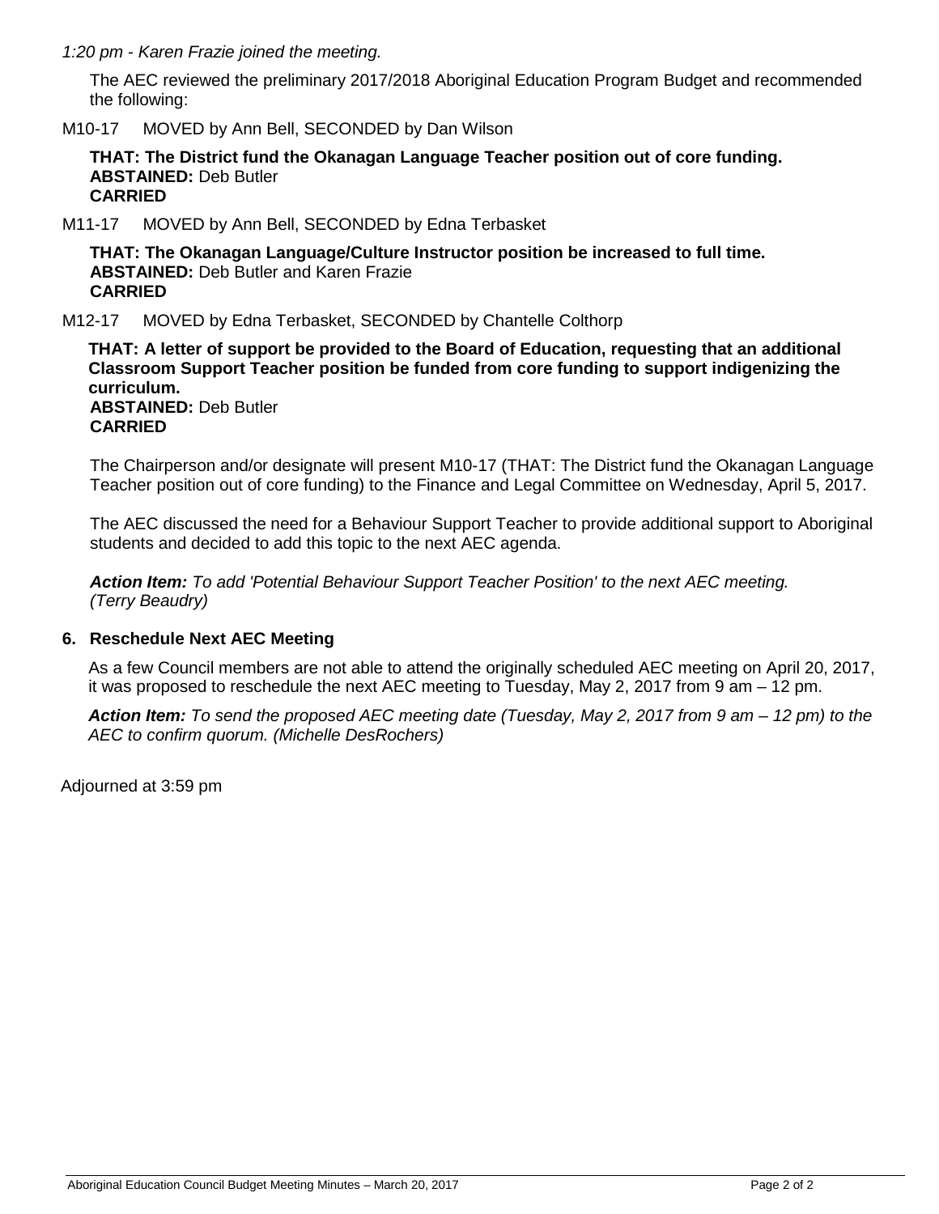*1:20 pm - Karen Frazie joined the meeting.*

The AEC reviewed the preliminary 2017/2018 Aboriginal Education Program Budget and recommended the following:

M10-17 MOVED by Ann Bell, SECONDED by Dan Wilson

**THAT: The District fund the Okanagan Language Teacher position out of core funding.**
**ABSTAINED:** Deb Butler
**CARRIED**

M11-17 MOVED by Ann Bell, SECONDED by Edna Terbasket

**THAT: The Okanagan Language/Culture Instructor position be increased to full time.**
**ABSTAINED:** Deb Butler and Karen Frazie
**CARRIED**

M12-17 MOVED by Edna Terbasket, SECONDED by Chantelle Colthorp

**THAT: A letter of support be provided to the Board of Education, requesting that an additional Classroom Support Teacher position be funded from core funding to support indigenizing the curriculum.**
**ABSTAINED:** Deb Butler
**CARRIED**

The Chairperson and/or designate will present M10-17 (THAT: The District fund the Okanagan Language Teacher position out of core funding) to the Finance and Legal Committee on Wednesday, April 5, 2017.

The AEC discussed the need for a Behaviour Support Teacher to provide additional support to Aboriginal students and decided to add this topic to the next AEC agenda.

***Action Item:*** *To add 'Potential Behaviour Support Teacher Position' to the next AEC meeting. (Terry Beaudry)*

## 6. Reschedule Next AEC Meeting

As a few Council members are not able to attend the originally scheduled AEC meeting on April 20, 2017, it was proposed to reschedule the next AEC meeting to Tuesday, May 2, 2017 from 9 am – 12 pm.

***Action Item:*** *To send the proposed AEC meeting date (Tuesday, May 2, 2017 from 9 am – 12 pm) to the AEC to confirm quorum. (Michelle DesRochers)*

Adjourned at 3:59 pm